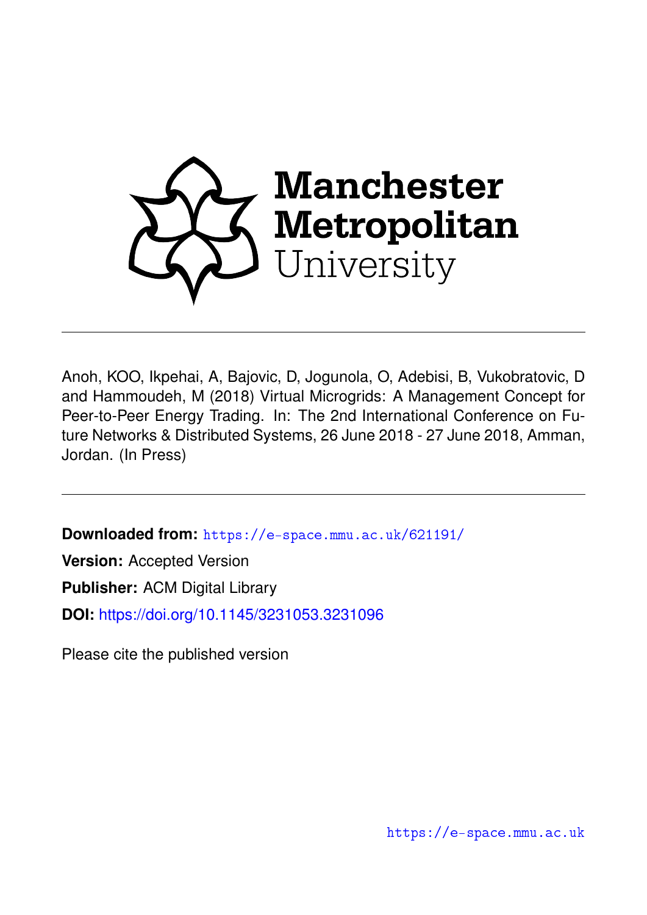Manchester Metropolitan University

Anoh, KOO, Ikpehai, A, Bajovic, D, Jogunola, O, Adebisi, B, Vukobratovic, D and Hammoudeh, M (2018) Virtual Microgrids: A Management Concept for Peer-to-Peer Energy Trading. In: The 2nd International Conference on Future Networks & Distributed Systems, 26 June 2018 - 27 June 2018, Amman, Jordan. (In Press)

**Downloaded from:** https://e-space.mmu.ac.uk/621191/

**Version:** Accepted Version

**Publisher:** ACM Digital Library

**DOI:** https://doi.org/10.1145/3231053.3231096

Please cite the published version

https://e-space.mmu.ac.uk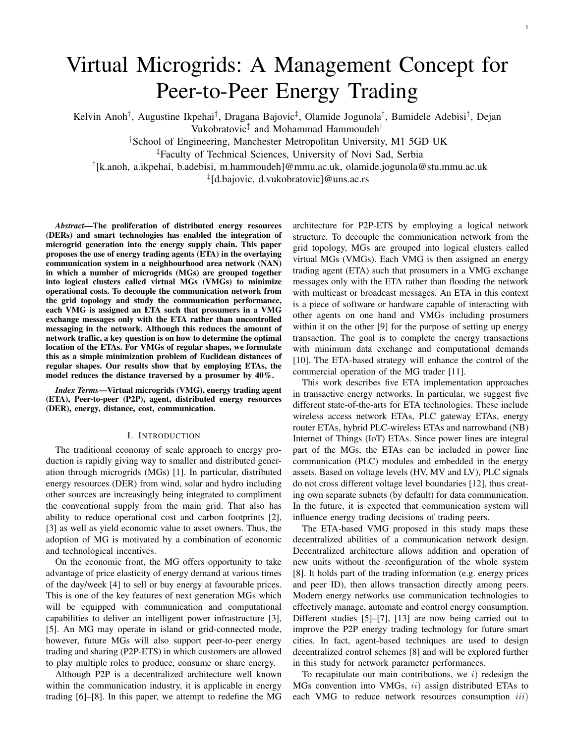# Virtual Microgrids: A Management Concept for Peer-to-Peer Energy Trading

Kelvin Anoh[†], Augustine Ikpehai[†], Dragana Bajovic[‡], Olamide Jogunola[†], Bamidele Adebisi[†], Dejan Vukobratovic[‡] and Mohammad Hammoudeh[†]

[†]School of Engineering, Manchester Metropolitan University, M1 5GD UK

[‡]Faculty of Technical Sciences, University of Novi Sad, Serbia

[†][k.anoh, a.ikpehai, b.adebisi, m.hammoudeh]@mmu.ac.uk, olamide.jogunola@stu.mmu.ac.uk

[‡][d.bajovic, d.vukobratovic]@uns.ac.rs

***Abstract*—The proliferation of distributed energy resources (DERs) and smart technologies has enabled the integration of microgrid generation into the energy supply chain. This paper proposes the use of energy trading agents (ETA) in the overlaying communication system in a neighbourhood area network (NAN) in which a number of microgrids (MGs) are grouped together into logical clusters called virtual MGs (VMGs) to minimize operational costs. To decouple the communication network from the grid topology and study the communication performance, each VMG is assigned an ETA such that prosumers in a VMG exchange messages only with the ETA rather than uncontrolled messaging in the network. Although this reduces the amount of network traffic, a key question is on how to determine the optimal location of the ETAs. For VMGs of regular shapes, we formulate this as a simple minimization problem of Euclidean distances of regular shapes. Our results show that by employing ETAs, the model reduces the distance traversed by a prosumer by 40%.**

***Index Terms*—Virtual microgrids (VMG), energy trading agent (ETA), Peer-to-peer (P2P), agent, distributed energy resources (DER), energy, distance, cost, communication.**

## I. Introduction

The traditional economy of scale approach to energy production is rapidly giving way to smaller and distributed generation through microgrids (MGs) [1]. In particular, distributed energy resources (DER) from wind, solar and hydro including other sources are increasingly being integrated to compliment the conventional supply from the main grid. That also has ability to reduce operational cost and carbon footprints [2], [3] as well as yield economic value to asset owners. Thus, the adoption of MG is motivated by a combination of economic and technological incentives.

On the economic front, the MG offers opportunity to take advantage of price elasticity of energy demand at various times of the day/week [4] to sell or buy energy at favourable prices. This is one of the key features of next generation MGs which will be equipped with communication and computational capabilities to deliver an intelligent power infrastructure [3], [5]. An MG may operate in island or grid-connected mode, however, future MGs will also support peer-to-peer energy trading and sharing (P2P-ETS) in which customers are allowed to play multiple roles to produce, consume or share energy.

Although P2P is a decentralized architecture well known within the communication industry, it is applicable in energy trading [6]–[8]. In this paper, we attempt to redefine the MG architecture for P2P-ETS by employing a logical network structure. To decouple the communication network from the grid topology, MGs are grouped into logical clusters called virtual MGs (VMGs). Each VMG is then assigned an energy trading agent (ETA) such that prosumers in a VMG exchange messages only with the ETA rather than flooding the network with multicast or broadcast messages. An ETA in this context is a piece of software or hardware capable of interacting with other agents on one hand and VMGs including prosumers within it on the other [9] for the purpose of setting up energy transaction. The goal is to complete the energy transactions with minimum data exchange and computational demands [10]. The ETA-based strategy will enhance the control of the commercial operation of the MG trader [11].

This work describes five ETA implementation approaches in transactive energy networks. In particular, we suggest five different state-of-the-arts for ETA technologies. These include wireless access network ETAs, PLC gateway ETAs, energy router ETAs, hybrid PLC-wireless ETAs and narrowband (NB) Internet of Things (IoT) ETAs. Since power lines are integral part of the MGs, the ETAs can be included in power line communication (PLC) modules and embedded in the energy assets. Based on voltage levels (HV, MV and LV), PLC signals do not cross different voltage level boundaries [12], thus creating own separate subnets (by default) for data communication. In the future, it is expected that communication system will influence energy trading decisions of trading peers.

The ETA-based VMG proposed in this study maps these decentralized abilities of a communication network design. Decentralized architecture allows addition and operation of new units without the reconfiguration of the whole system [8]. It holds part of the trading information (e.g. energy prices and peer ID), then allows transaction directly among peers. Modern energy networks use communication technologies to effectively manage, automate and control energy consumption. Different studies [5]–[7], [13] are now being carried out to improve the P2P energy trading technology for future smart cities. In fact, agent-based techniques are used to design decentralized control schemes [8] and will be explored further in this study for network parameter performances.

To recapitulate our main contributions, we $i)$ redesign the MGs convention into VMGs, $ii)$ assign distributed ETAs to each VMG to reduce network resources consumption $iii)$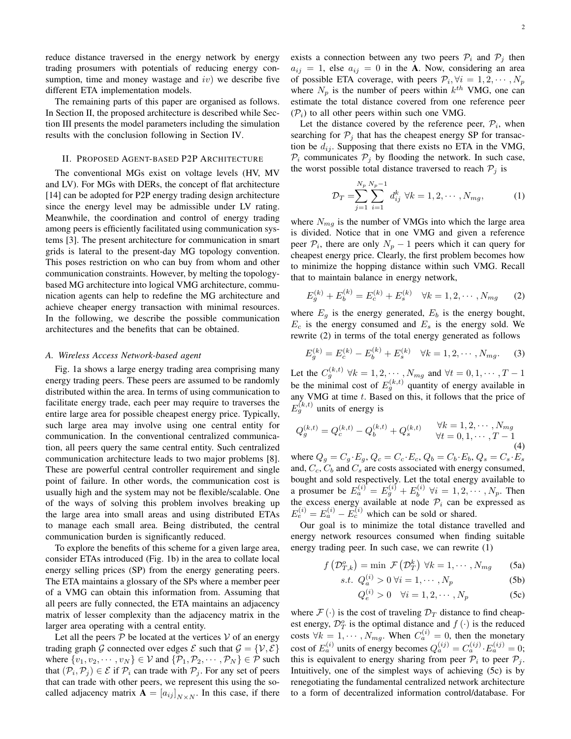reduce distance traversed in the energy network by energy trading prosumers with potentials of reducing energy consumption, time and money wastage and $iv$) we describe five different ETA implementation models.

The remaining parts of this paper are organised as follows. In Section II, the proposed architecture is described while Section III presents the model parameters including the simulation results with the conclusion following in Section IV.

## II. Proposed Agent-based P2P Architecture

The conventional MGs exist on voltage levels (HV, MV and LV). For MGs with DERs, the concept of flat architecture [14] can be adopted for P2P energy trading design architecture since the energy level may be admissible under LV rating. Meanwhile, the coordination and control of energy trading among peers is efficiently facilitated using communication systems [3]. The present architecture for communication in smart grids is lateral to the present-day MG topology convention. This poses restriction on who can buy from whom and other communication constraints. However, by melting the topology-based MG architecture into logical VMG architecture, communication agents can help to redefine the MG architecture and achieve cheaper energy transaction with minimal resources. In the following, we describe the possible communication architectures and the benefits that can be obtained.

### A. Wireless Access Network-based agent

Fig. 1a shows a large energy trading area comprising many energy trading peers. These peers are assumed to be randomly distributed within the area. In terms of using communication to facilitate energy trade, each peer may require to traverses the entire large area for possible cheapest energy price. Typically, such large area may involve using one central entity for communication. In the conventional centralized communication, all peers query the same central entity. Such centralized communication architecture leads to two major problems [8]. These are powerful central controller requirement and single point of failure. In other words, the communication cost is usually high and the system may not be flexible/scalable. One of the ways of solving this problem involves breaking up the large area into small areas and using distributed ETAs to manage each small area. Being distributed, the central communication burden is significantly reduced.

To explore the benefits of this scheme for a given large area, consider ETAs introduced (Fig. 1b) in the area to collate local energy selling prices (SP) from the energy generating peers. The ETA maintains a glossary of the SPs where a member peer of a VMG can obtain this information from. Assuming that all peers are fully connected, the ETA maintains an adjacency matrix of lesser complexity than the adjacency matrix in the larger area operating with a central entity.

Let all the peers $\mathcal{P}$ be located at the vertices $\mathcal{V}$ of an energy trading graph $\mathcal{G}$ connected over edges $\mathcal{E}$ such that $\mathcal{G} = \{\mathcal{V}, \mathcal{E}\}$ where $\{v_1, v_2, \cdots, v_N\} \in \mathcal{V}$ and $\{\mathcal{P}_1, \mathcal{P}_2, \cdots, \mathcal{P}_N\} \in \mathcal{P}$ such that $(\mathcal{P}_i, \mathcal{P}_j) \in \mathcal{E}$ if $\mathcal{P}_i$ can trade with $\mathcal{P}_j$. For any set of peers that can trade with other peers, we represent this using the so-called adjacency matrix $\mathbf{A} = [a_{ij}]_{N\times N}$. In this case, if there exists a connection between any two peers $\mathcal{P}_i$ and $\mathcal{P}_j$ then $a_{ij} = 1$, else $a_{ij} = 0$ in the $\mathbf{A}$. Now, considering an area of possible ETA coverage, with peers $\mathcal{P}_i, \forall i = 1, 2, \cdots, N_p$ where $N_p$ is the number of peers within $k^{th}$ VMG, one can estimate the total distance covered from one reference peer ($\mathcal{P}_i$) to all other peers within such one VMG.

Let the distance covered by the reference peer, $\mathcal{P}_i$, when searching for $\mathcal{P}_j$ that has the cheapest energy SP for transaction be $d_{ij}$. Supposing that there exists no ETA in the VMG, $\mathcal{P}_i$ communicates $\mathcal{P}_j$ by flooding the network. In such case, the worst possible total distance traversed to reach $\mathcal{P}_j$ is

$$\mathcal{D}_T = \sum_{j=1}^{N_p} \sum_{i=1}^{N_p - 1} d_{ij}^{k} \;\; \forall k = 1, 2, \cdots, N_{mg}, \tag{1}$$

where $N_{mg}$ is the number of VMGs into which the large area is divided. Notice that in one VMG and given a reference peer $\mathcal{P}_i$, there are only $N_p - 1$ peers which it can query for cheapest energy price. Clearly, the first problem becomes how to minimize the hopping distance within such VMG. Recall that to maintain balance in energy network,

$$E_g^{(k)} + E_b^{(k)} = E_c^{(k)} + E_s^{(k)} \quad \forall k = 1, 2, \cdots, N_{mg} \tag{2}$$

where $E_g$ is the energy generated, $E_b$ is the energy bought, $E_c$ is the energy consumed and $E_s$ is the energy sold. We rewrite (2) in terms of the total energy generated as follows

$$E_g^{(k)} = E_c^{(k)} - E_b^{(k)} + E_s^{(k)} \quad \forall k = 1, 2, \cdots, N_{mg}. \tag{3}$$

Let the $C_g^{(k,t)}$ $\forall k = 1, 2, \cdots, N_{mg}$ and $\forall t = 0, 1, \cdots, T-1$ be the minimal cost of $E_g^{(k,t)}$ quantity of energy available in any VMG at time $t$. Based on this, it follows that the price of $E_g^{(k,t)}$ units of energy is

$$Q_g^{(k,t)} = Q_c^{(k,t)} - Q_b^{(k,t)} + Q_s^{(k,t)} \qquad \begin{array}{l} \forall k = 1, 2, \cdots, N_{mg} \\ \forall t = 0, 1, \cdots, T-1 \end{array} \tag{4}$$

where $Q_g = C_g \cdot E_g$, $Q_c = C_c \cdot E_c$, $Q_b = C_b \cdot E_b$, $Q_s = C_s \cdot E_s$ and, $C_c$, $C_b$ and $C_s$ are costs associated with energy consumed, bought and sold respectively. Let the total energy available to a prosumer be $E_a^{(i)} = E_g^{(i)} + E_b^{(i)}$ $\forall i = 1, 2, \cdots, N_p$. Then the excess energy available at node $\mathcal{P}_i$ can be expressed as $E_e^{(i)} = E_a^{(i)} - E_c^{(i)}$ which can be sold or shared.

Our goal is to minimize the total distance travelled and energy network resources consumed when finding suitable energy trading peer. In such case, we can rewrite (1)

$$f\left(\mathcal{D}_{T,k}^{o}\right) = \min \; \mathcal{F}\left(\mathcal{D}_T^{k}\right) \; \forall k = 1, \cdots, N_{mg} \tag{5a}$$

$$s.t. \;\; Q_a^{(i)} > 0 \; \forall i = 1, \cdots, N_p \tag{5b}$$

$$Q_e^{(i)} > 0 \quad \forall i = 1, 2, \cdots, N_p \tag{5c}$$

where $\mathcal{F}(\cdot)$ is the cost of traveling $\mathcal{D}_T$ distance to find cheapest energy, $\mathcal{D}_T^{o}$ is the optimal distance and $f(\cdot)$ is the reduced costs $\forall k = 1, \cdots, N_{mg}$. When $C_a^{(i)} = 0$, then the monetary cost of $E_a^{(i)}$ units of energy becomes $Q_a^{(ij)} = C_a^{(ij)} \cdot E_a^{(ij)} = 0$; this is equivalent to energy sharing from peer $\mathcal{P}_i$ to peer $\mathcal{P}_j$. Intuitively, one of the simplest ways of achieving (5c) is by renegotiating the fundamental centralized network architecture to a form of decentralized information control/database. For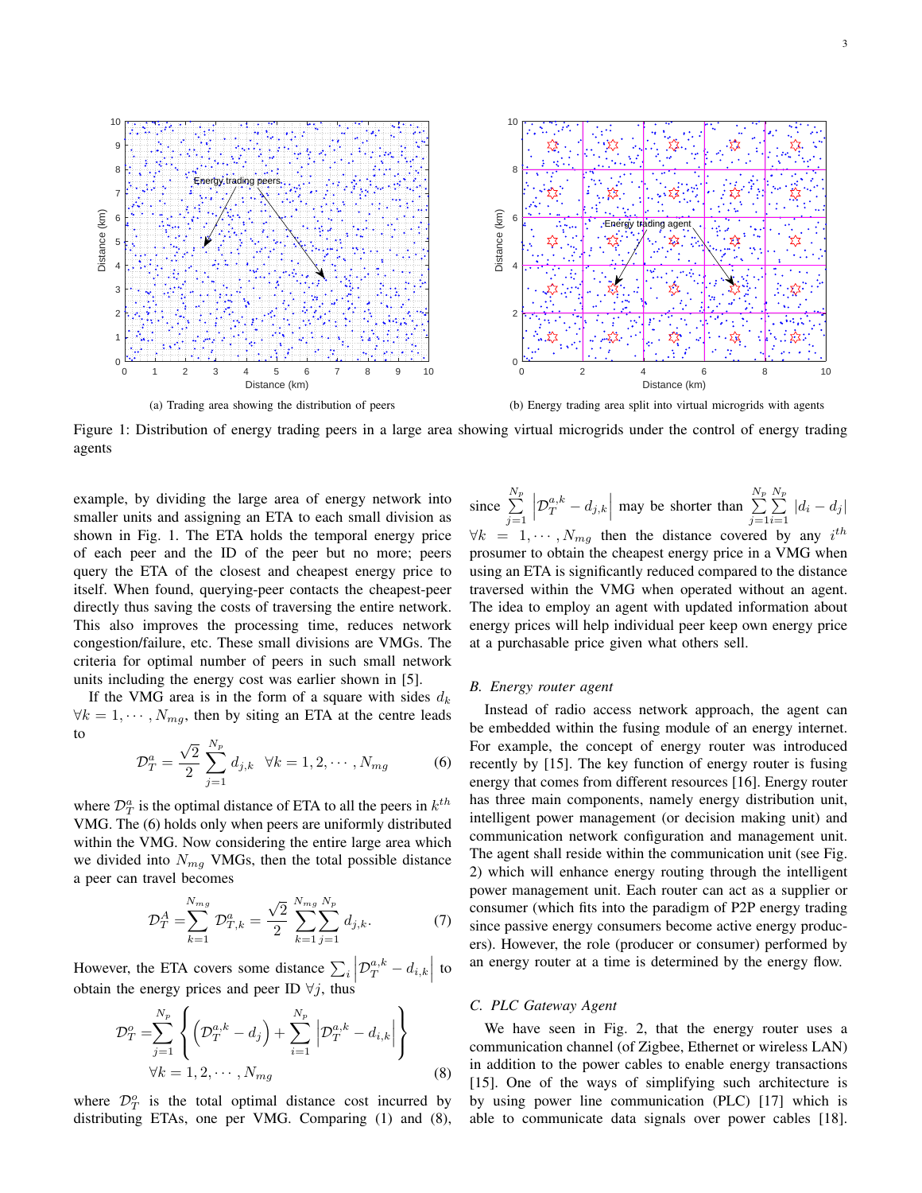(a) Trading area showing the distribution of peers

(b) Energy trading area split into virtual microgrids with agents

Figure 1: Distribution of energy trading peers in a large area showing virtual microgrids under the control of energy trading agents

example, by dividing the large area of energy network into smaller units and assigning an ETA to each small division as shown in Fig. 1. The ETA holds the temporal energy price of each peer and the ID of the peer but no more; peers query the ETA of the closest and cheapest energy price to itself. When found, querying-peer contacts the cheapest-peer directly thus saving the costs of traversing the entire network. This also improves the processing time, reduces network congestion/failure, etc. These small divisions are VMGs. The criteria for optimal number of peers in such small network units including the energy cost was earlier shown in [5].

If the VMG area is in the form of a square with sides $d_k$ $\forall k = 1, \cdots, N_{mg}$, then by siting an ETA at the centre leads to

$$\mathcal{D}_T^a = \frac{\sqrt{2}}{2} \sum_{j=1}^{N_p} d_{j,k} \quad \forall k = 1, 2, \cdots, N_{mg} \tag{6}$$

where $\mathcal{D}_T^a$ is the optimal distance of ETA to all the peers in $k^{th}$ VMG. The (6) holds only when peers are uniformly distributed within the VMG. Now considering the entire large area which we divided into $N_{mg}$ VMGs, then the total possible distance a peer can travel becomes

$$\mathcal{D}_T^A = \sum_{k=1}^{N_{mg}} \mathcal{D}_{T,k}^a = \frac{\sqrt{2}}{2} \sum_{k=1}^{N_{mg}} \sum_{j=1}^{N_p} d_{j,k}. \tag{7}$$

However, the ETA covers some distance $\sum_i \left| \mathcal{D}_T^{a,k} - d_{i,k} \right|$ to obtain the energy prices and peer ID $\forall j$, thus

$$\mathcal{D}_T^o = \sum_{j=1}^{N_p} \left\{ \left( \mathcal{D}_T^{a,k} - d_j \right) + \sum_{i=1}^{N_p} \left| \mathcal{D}_T^{a,k} - d_{i,k} \right| \right\} \quad \forall k = 1, 2, \cdots, N_{mg} \tag{8}$$

where $\mathcal{D}_T^o$ is the total optimal distance cost incurred by distributing ETAs, one per VMG. Comparing (1) and (8), since $\sum_{j=1}^{N_p} \left| \mathcal{D}_T^{a,k} - d_{j,k} \right|$ may be shorter than $\sum_{j=1}^{N_p} \sum_{i=1}^{N_p} |d_i - d_j|$ $\forall k = 1, \cdots, N_{mg}$ then the distance covered by any $i^{th}$ prosumer to obtain the cheapest energy price in a VMG when using an ETA is significantly reduced compared to the distance traversed within the VMG when operated without an agent. The idea to employ an agent with updated information about energy prices will help individual peer keep own energy price at a purchasable price given what others sell.

### B. Energy router agent

Instead of radio access network approach, the agent can be embedded within the fusing module of an energy internet. For example, the concept of energy router was introduced recently by [15]. The key function of energy router is fusing energy that comes from different resources [16]. Energy router has three main components, namely energy distribution unit, intelligent power management (or decision making unit) and communication network configuration and management unit. The agent shall reside within the communication unit (see Fig. 2) which will enhance energy routing through the intelligent power management unit. Each router can act as a supplier or consumer (which fits into the paradigm of P2P energy trading since passive energy consumers become active energy producers). However, the role (producer or consumer) performed by an energy router at a time is determined by the energy flow.

### C. PLC Gateway Agent

We have seen in Fig. 2, that the energy router uses a communication channel (of Zigbee, Ethernet or wireless LAN) in addition to the power cables to enable energy transactions [15]. One of the ways of simplifying such architecture is by using power line communication (PLC) [17] which is able to communicate data signals over power cables [18].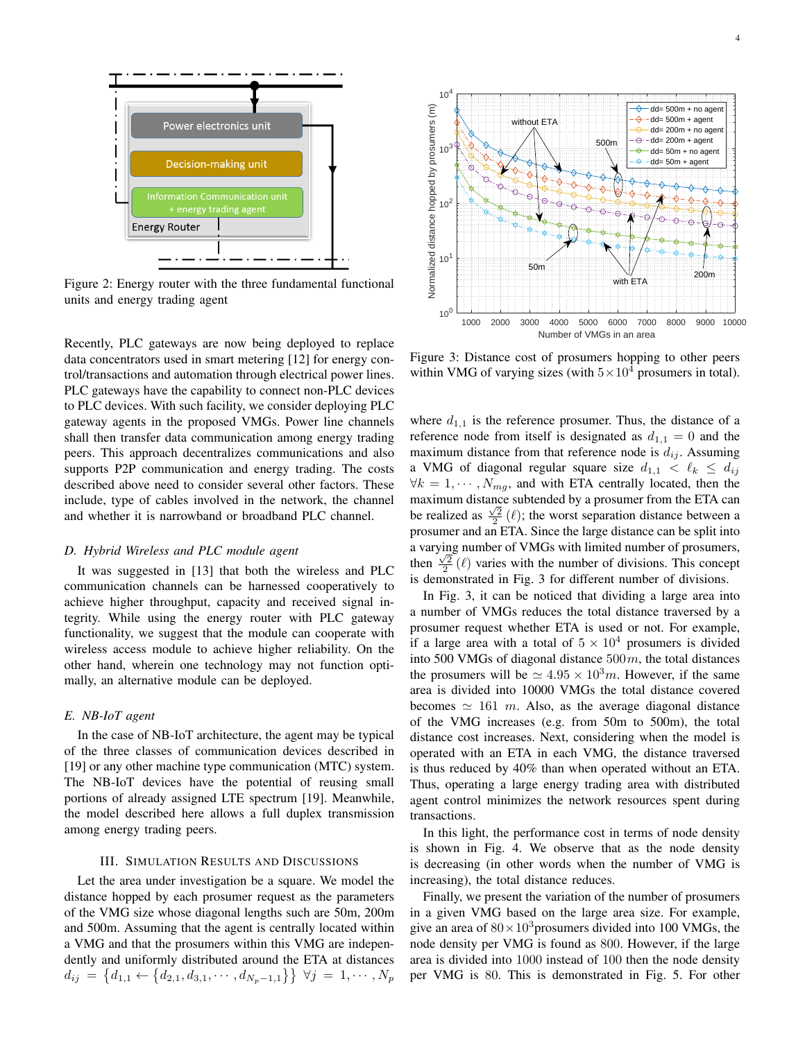Figure 2: Energy router with the three fundamental functional units and energy trading agent

Recently, PLC gateways are now being deployed to replace data concentrators used in smart metering [12] for energy control/transactions and automation through electrical power lines. PLC gateways have the capability to connect non-PLC devices to PLC devices. With such facility, we consider deploying PLC gateway agents in the proposed VMGs. Power line channels shall then transfer data communication among energy trading peers. This approach decentralizes communications and also supports P2P communication and energy trading. The costs described above need to consider several other factors. These include, type of cables involved in the network, the channel and whether it is narrowband or broadband PLC channel.

### *D. Hybrid Wireless and PLC module agent*

It was suggested in [13] that both the wireless and PLC communication channels can be harnessed cooperatively to achieve higher throughput, capacity and received signal integrity. While using the energy router with PLC gateway functionality, we suggest that the module can cooperate with wireless access module to achieve higher reliability. On the other hand, wherein one technology may not function optimally, an alternative module can be deployed.

### *E. NB-IoT agent*

In the case of NB-IoT architecture, the agent may be typical of the three classes of communication devices described in [19] or any other machine type communication (MTC) system. The NB-IoT devices have the potential of reusing small portions of already assigned LTE spectrum [19]. Meanwhile, the model described here allows a full duplex transmission among energy trading peers.

## III. Simulation Results and Discussions

Let the area under investigation be a square. We model the distance hopped by each prosumer request as the parameters of the VMG size whose diagonal lengths such are 50m, 200m and 500m. Assuming that the agent is centrally located within a VMG and that the prosumers within this VMG are independently and uniformly distributed around the ETA at distances $d_{ij} = \{d_{1,1} \leftarrow \{d_{2,1}, d_{3,1}, \cdots, d_{N_p-1,1}\}\}$ $\forall j = 1, \cdots, N_p$

Figure 3: Distance cost of prosumers hopping to other peers within VMG of varying sizes (with $5 \times 10^4$ prosumers in total).

where $d_{1,1}$ is the reference prosumer. Thus, the distance of a reference node from itself is designated as $d_{1,1} = 0$ and the maximum distance from that reference node is $d_{ij}$. Assuming a VMG of diagonal regular square size $d_{1,1} < \ell_k \leq d_{ij}$ $\forall k = 1, \cdots, N_{mg}$, and with ETA centrally located, then the maximum distance subtended by a prosumer from the ETA can be realized as $\frac{\sqrt{2}}{2}(\ell)$; the worst separation distance between a prosumer and an ETA. Since the large distance can be split into a varying number of VMGs with limited number of prosumers, then $\frac{\sqrt{2}}{2}(\ell)$ varies with the number of divisions. This concept is demonstrated in Fig. 3 for different number of divisions.

In Fig. 3, it can be noticed that dividing a large area into a number of VMGs reduces the total distance traversed by a prosumer request whether ETA is used or not. For example, if a large area with a total of $5 \times 10^4$ prosumers is divided into 500 VMGs of diagonal distance $500m$, the total distances the prosumers will be $\simeq 4.95 \times 10^3 m$. However, if the same area is divided into 10000 VMGs the total distance covered becomes $\simeq 161$ $m$. Also, as the average diagonal distance of the VMG increases (e.g. from 50m to 500m), the total distance cost increases. Next, considering when the model is operated with an ETA in each VMG, the distance traversed is thus reduced by 40% than when operated without an ETA. Thus, operating a large energy trading area with distributed agent control minimizes the network resources spent during transactions.

In this light, the performance cost in terms of node density is shown in Fig. 4. We observe that as the node density is decreasing (in other words when the number of VMG is increasing), the total distance reduces.

Finally, we present the variation of the number of prosumers in a given VMG based on the large area size. For example, give an area of $80 \times 10^3$prosumers divided into 100 VMGs, the node density per VMG is found as 800. However, if the large area is divided into 1000 instead of 100 then the node density per VMG is 80. This is demonstrated in Fig. 5. For other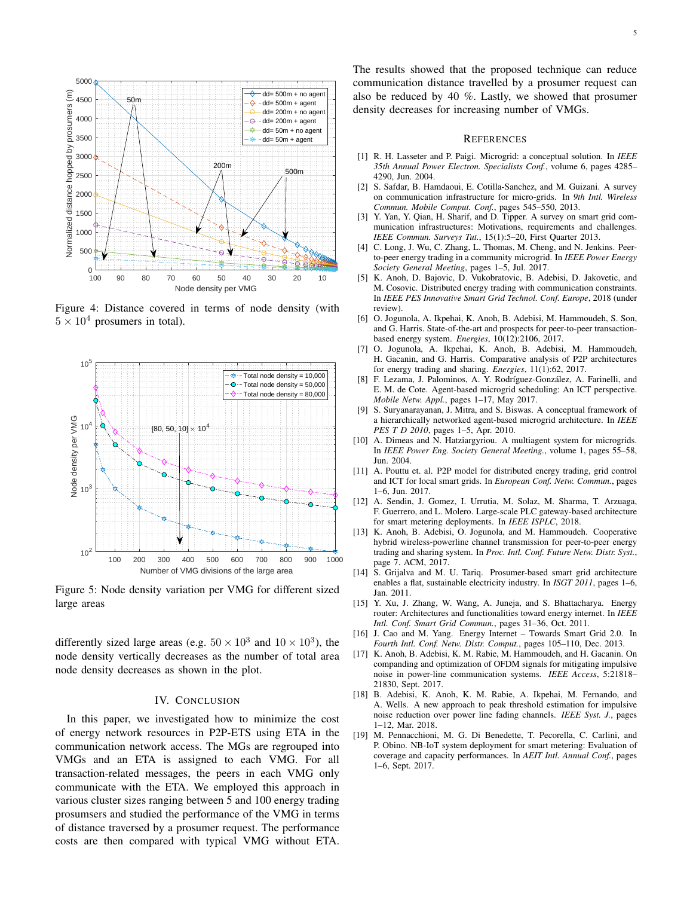5000
4500
4000
3500
3000
2500
2000
1500
1000
500
0

Normalized distance hopped by prosumers (m)

100 90 80 70 60 50 40 30 20 10

Node density per VMG

50m

200m

500m

dd= 500m + no agent
dd= 500m + agent
dd= 200m + no agent
dd= 200m + agent
dd= 50m + no agent
dd= 50m + agent

Figure 4: Distance covered in terms of node density (with $5 \times 10^4$ prosumers in total).

$10^5$
$10^4$
$10^3$
$10^2$

Node density per VMG

100 200 300 400 500 600 700 800 900 1000

Number of VMG divisions of the large area

[80, 50, 10] $\times$ $10^4$

Total node density = 10,000
Total node density = 50,000
Total node density = 80,000

Figure 5: Node density variation per VMG for different sized large areas

differently sized large areas (e.g. $50 \times 10^3$ and $10 \times 10^3$), the node density vertically decreases as the number of total area node density decreases as shown in the plot.

## IV. Conclusion

In this paper, we investigated how to minimize the cost of energy network resources in P2P-ETS using ETA in the communication network access. The MGs are regrouped into VMGs and an ETA is assigned to each VMG. For all transaction-related messages, the peers in each VMG only communicate with the ETA. We employed this approach in various cluster sizes ranging between 5 and 100 energy trading prosumsers and studied the performance of the VMG in terms of distance traversed by a prosumer request. The performance costs are then compared with typical VMG without ETA. The results showed that the proposed technique can reduce communication distance travelled by a prosumer request can also be reduced by 40 %. Lastly, we showed that prosumer density decreases for increasing number of VMGs.

## References

[1] R. H. Lasseter and P. Paigi. Microgrid: a conceptual solution. In *IEEE 35th Annual Power Electron. Specialists Conf.*, volume 6, pages 4285–4290, Jun. 2004.

[2] S. Safdar, B. Hamdaoui, E. Cotilla-Sanchez, and M. Guizani. A survey on communication infrastructure for micro-grids. In *9th Intl. Wireless Commun. Mobile Comput. Conf.*, pages 545–550, 2013.

[3] Y. Yan, Y. Qian, H. Sharif, and D. Tipper. A survey on smart grid communication infrastructures: Motivations, requirements and challenges. *IEEE Commun. Surveys Tut.*, 15(1):5–20, First Quarter 2013.

[4] C. Long, J. Wu, C. Zhang, L. Thomas, M. Cheng, and N. Jenkins. Peer-to-peer energy trading in a community microgrid. In *IEEE Power Energy Society General Meeting*, pages 1–5, Jul. 2017.

[5] K. Anoh, D. Bajovic, D. Vukobratovic, B. Adebisi, D. Jakovetic, and M. Cosovic. Distributed energy trading with communication constraints. In *IEEE PES Innovative Smart Grid Technol. Conf. Europe*, 2018 (under review).

[6] O. Jogunola, A. Ikpehai, K. Anoh, B. Adebisi, M. Hammoudeh, S. Son, and G. Harris. State-of-the-art and prospects for peer-to-peer transaction-based energy system. *Energies*, 10(12):2106, 2017.

[7] O. Jogunola, A. Ikpehai, K. Anoh, B. Adebisi, M. Hammoudeh, H. Gacanin, and G. Harris. Comparative analysis of P2P architectures for energy trading and sharing. *Energies*, 11(1):62, 2017.

[8] F. Lezama, J. Palominos, A. Y. Rodríguez-González, A. Farinelli, and E. M. de Cote. Agent-based microgrid scheduling: An ICT perspective. *Mobile Netw. Appl.*, pages 1–17, May 2017.

[9] S. Suryanarayanan, J. Mitra, and S. Biswas. A conceptual framework of a hierarchically networked agent-based microgrid architecture. In *IEEE PES T D 2010*, pages 1–5, Apr. 2010.

[10] A. Dimeas and N. Hatziargyriou. A multiagent system for microgrids. In *IEEE Power Eng. Society General Meeting.*, volume 1, pages 55–58, Jun. 2004.

[11] A. Pouttu et. al. P2P model for distributed energy trading, grid control and ICT for local smart grids. In *European Conf. Netw. Commun.*, pages 1–6, Jun. 2017.

[12] A. Sendin, J. Gomez, I. Urrutia, M. Solaz, M. Sharma, T. Arzuaga, F. Guerrero, and L. Molero. Large-scale PLC gateway-based architecture for smart metering deployments. In *IEEE ISPLC*, 2018.

[13] K. Anoh, B. Adebisi, O. Jogunola, and M. Hammoudeh. Cooperative hybrid wireless-powerline channel transmission for peer-to-peer energy trading and sharing system. In *Proc. Intl. Conf. Future Netw. Distr. Syst.*, page 7. ACM, 2017.

[14] S. Grijalva and M. U. Tariq. Prosumer-based smart grid architecture enables a flat, sustainable electricity industry. In *ISGT 2011*, pages 1–6, Jan. 2011.

[15] Y. Xu, J. Zhang, W. Wang, A. Juneja, and S. Bhattacharya. Energy router: Architectures and functionalities toward energy internet. In *IEEE Intl. Conf. Smart Grid Commun.*, pages 31–36, Oct. 2011.

[16] J. Cao and M. Yang. Energy Internet – Towards Smart Grid 2.0. In *Fourth Intl. Conf. Netw. Distr. Comput.*, pages 105–110, Dec. 2013.

[17] K. Anoh, B. Adebisi, K. M. Rabie, M. Hammoudeh, and H. Gacanin. On companding and optimization of OFDM signals for mitigating impulsive noise in power-line communication systems. *IEEE Access*, 5:21818–21830, Sept. 2017.

[18] B. Adebisi, K. Anoh, K. M. Rabie, A. Ikpehai, M. Fernando, and A. Wells. A new approach to peak threshold estimation for impulsive noise reduction over power line fading channels. *IEEE Syst. J.*, pages 1–12, Mar. 2018.

[19] M. Pennacchioni, M. G. Di Benedette, T. Pecorella, C. Carlini, and P. Obino. NB-IoT system deployment for smart metering: Evaluation of coverage and capacity performances. In *AEIT Intl. Annual Conf.*, pages 1–6, Sept. 2017.